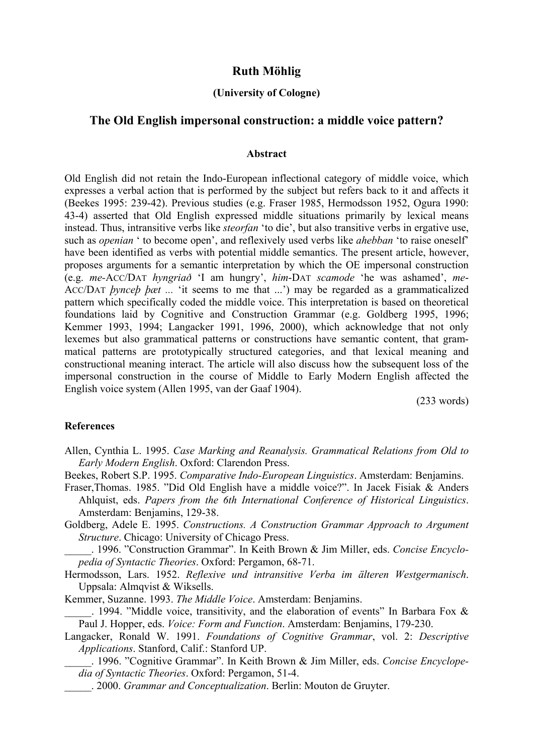**Ruth Möhlig**

**(University of Cologne)**

## The Old English impersonal construction: a middle voice pattern?

### Abstract

Old English did not retain the Indo-European inflectional category of middle voice, which expresses a verbal action that is performed by the subject but refers back to it and affects it (Beekes 1995: 239-42). Previous studies (e.g. Fraser 1985, Hermodsson 1952, Ogura 1990: 43-4) asserted that Old English expressed middle situations primarily by lexical means instead. Thus, intransitive verbs like *steorfan* 'to die', but also transitive verbs in ergative use, such as *openian* ' to become open', and reflexively used verbs like *ahebban* 'to raise oneself' have been identified as verbs with potential middle semantics. The present article, however, proposes arguments for a semantic interpretation by which the OE impersonal construction (e.g. *me*-ACC/DAT *hyngriað* 'I am hungry', *him*-DAT *scamode* 'he was ashamed', *me*-ACC/DAT *þynceþ þæt ...* 'it seems to me that ...') may be regarded as a grammaticalized pattern which specifically coded the middle voice. This interpretation is based on theoretical foundations laid by Cognitive and Construction Grammar (e.g. Goldberg 1995, 1996; Kemmer 1993, 1994; Langacker 1991, 1996, 2000), which acknowledge that not only lexemes but also grammatical patterns or constructions have semantic content, that grammatical patterns are prototypically structured categories, and that lexical meaning and constructional meaning interact. The article will also discuss how the subsequent loss of the impersonal construction in the course of Middle to Early Modern English affected the English voice system (Allen 1995, van der Gaaf 1904).

(233 words)

**References**

Allen, Cynthia L. 1995. *Case Marking and Reanalysis. Grammatical Relations from Old to Early Modern English*. Oxford: Clarendon Press.

Beekes, Robert S.P. 1995. *Comparative Indo-European Linguistics*. Amsterdam: Benjamins.

Fraser,Thomas. 1985. "Did Old English have a middle voice?". In Jacek Fisiak & Anders Ahlquist, eds. *Papers from the 6th International Conference of Historical Linguistics*. Amsterdam: Benjamins, 129-38.

Goldberg, Adele E. 1995. *Constructions. A Construction Grammar Approach to Argument Structure*. Chicago: University of Chicago Press.

_____. 1996. "Construction Grammar". In Keith Brown & Jim Miller, eds. *Concise Encyclopedia of Syntactic Theories*. Oxford: Pergamon, 68-71.

Hermodsson, Lars. 1952. *Reflexive und intransitive Verba im älteren Westgermanisch*. Uppsala: Almqvist & Wiksells.

Kemmer, Suzanne. 1993. *The Middle Voice*. Amsterdam: Benjamins.

_____. 1994. "Middle voice, transitivity, and the elaboration of events" In Barbara Fox & Paul J. Hopper, eds. *Voice: Form and Function*. Amsterdam: Benjamins, 179-230.

Langacker, Ronald W. 1991. *Foundations of Cognitive Grammar*, vol. 2: *Descriptive Applications*. Stanford, Calif.: Stanford UP.

_____. 1996. "Cognitive Grammar". In Keith Brown & Jim Miller, eds. *Concise Encyclopedia of Syntactic Theories*. Oxford: Pergamon, 51-4.

_____. 2000. *Grammar and Conceptualization*. Berlin: Mouton de Gruyter.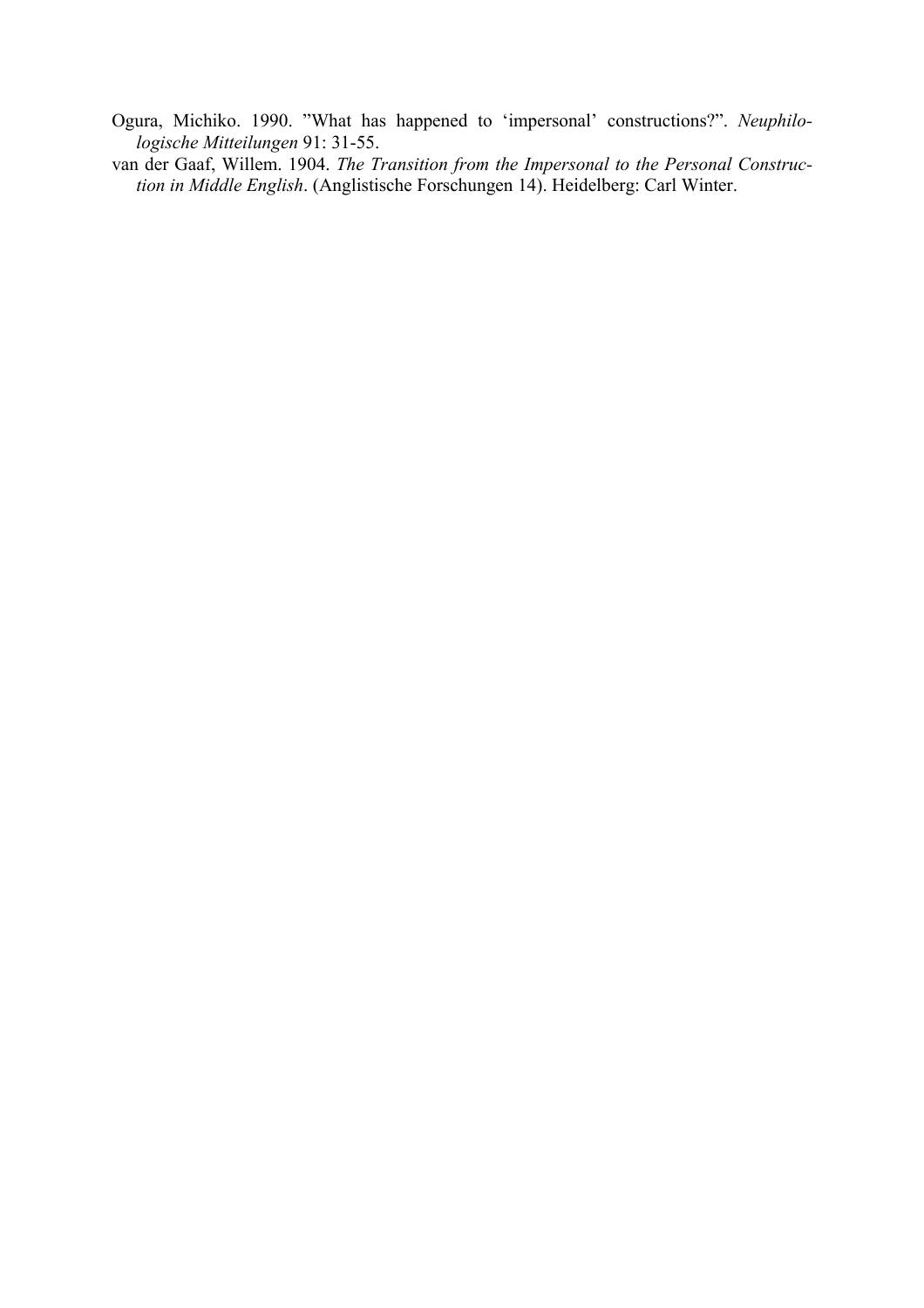Ogura, Michiko. 1990. ”What has happened to ‘impersonal’ constructions?”. *Neuphilologische Mitteilungen* 91: 31-55.

van der Gaaf, Willem. 1904. *The Transition from the Impersonal to the Personal Construction in Middle English*. (Anglistische Forschungen 14). Heidelberg: Carl Winter.